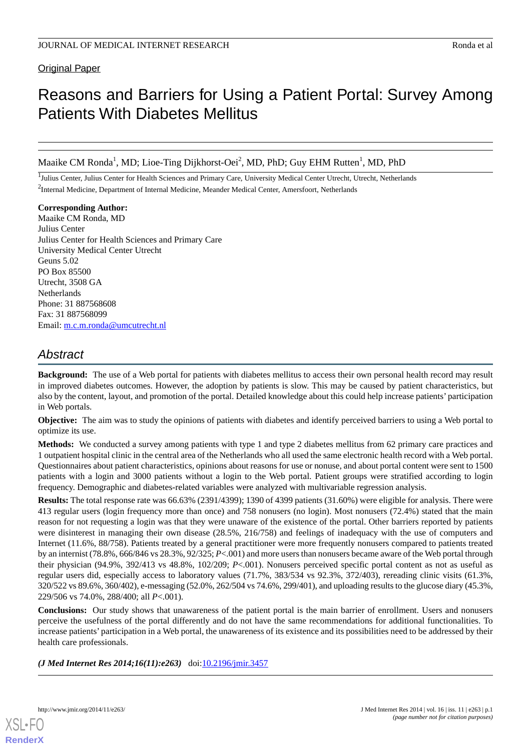Original Paper

# Reasons and Barriers for Using a Patient Portal: Survey Among Patients With Diabetes Mellitus

Maaike CM Ronda[1], MD; Lioe-Ting Dijkhorst-Oei[2], MD, PhD; Guy EHM Rutten[1], MD, PhD

[1]Julius Center, Julius Center for Health Sciences and Primary Care, University Medical Center Utrecht, Utrecht, Netherlands

[2]Internal Medicine, Department of Internal Medicine, Meander Medical Center, Amersfoort, Netherlands

**Corresponding Author:**
Maaike CM Ronda, MD
Julius Center
Julius Center for Health Sciences and Primary Care
University Medical Center Utrecht
Geuns 5.02
PO Box 85500
Utrecht, 3508 GA
Netherlands
Phone: 31 887568608
Fax: 31 887568099
Email: m.c.m.ronda@umcutrecht.nl

## Abstract

**Background:** The use of a Web portal for patients with diabetes mellitus to access their own personal health record may result in improved diabetes outcomes. However, the adoption by patients is slow. This may be caused by patient characteristics, but also by the content, layout, and promotion of the portal. Detailed knowledge about this could help increase patients' participation in Web portals.

**Objective:** The aim was to study the opinions of patients with diabetes and identify perceived barriers to using a Web portal to optimize its use.

**Methods:** We conducted a survey among patients with type 1 and type 2 diabetes mellitus from 62 primary care practices and 1 outpatient hospital clinic in the central area of the Netherlands who all used the same electronic health record with a Web portal. Questionnaires about patient characteristics, opinions about reasons for use or nonuse, and about portal content were sent to 1500 patients with a login and 3000 patients without a login to the Web portal. Patient groups were stratified according to login frequency. Demographic and diabetes-related variables were analyzed with multivariable regression analysis.

**Results:** The total response rate was 66.63% (2391/4399); 1390 of 4399 patients (31.60%) were eligible for analysis. There were 413 regular users (login frequency more than once) and 758 nonusers (no login). Most nonusers (72.4%) stated that the main reason for not requesting a login was that they were unaware of the existence of the portal. Other barriers reported by patients were disinterest in managing their own disease (28.5%, 216/758) and feelings of inadequacy with the use of computers and Internet (11.6%, 88/758). Patients treated by a general practitioner were more frequently nonusers compared to patients treated by an internist (78.8%, 666/846 vs 28.3%, 92/325; *P*<.001) and more users than nonusers became aware of the Web portal through their physician (94.9%, 392/413 vs 48.8%, 102/209; *P*<.001). Nonusers perceived specific portal content as not as useful as regular users did, especially access to laboratory values (71.7%, 383/534 vs 92.3%, 372/403), rereading clinic visits (61.3%, 320/522 vs 89.6%, 360/402), e-messaging (52.0%, 262/504 vs 74.6%, 299/401), and uploading results to the glucose diary (45.3%, 229/506 vs 74.0%, 288/400; all *P*<.001).

**Conclusions:** Our study shows that unawareness of the patient portal is the main barrier of enrollment. Users and nonusers perceive the usefulness of the portal differently and do not have the same recommendations for additional functionalities. To increase patients' participation in a Web portal, the unawareness of its existence and its possibilities need to be addressed by their health care professionals.

***(J Med Internet Res 2014;16(11):e263)*** doi:10.2196/jmir.3457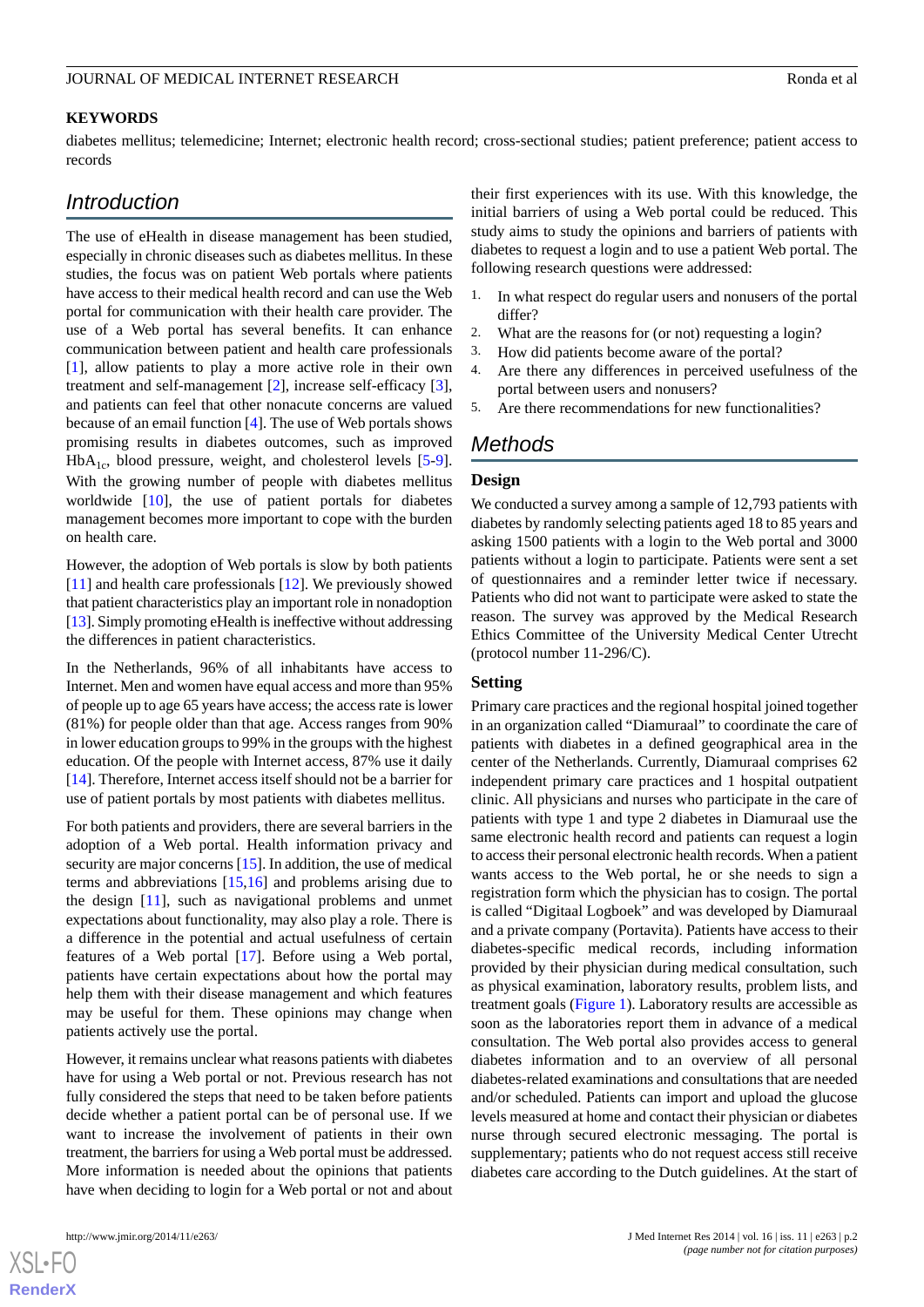## KEYWORDS

diabetes mellitus; telemedicine; Internet; electronic health record; cross-sectional studies; patient preference; patient access to records

## Introduction

The use of eHealth in disease management has been studied, especially in chronic diseases such as diabetes mellitus. In these studies, the focus was on patient Web portals where patients have access to their medical health record and can use the Web portal for communication with their health care provider. The use of a Web portal has several benefits. It can enhance communication between patient and health care professionals [1], allow patients to play a more active role in their own treatment and self-management [2], increase self-efficacy [3], and patients can feel that other nonacute concerns are valued because of an email function [4]. The use of Web portals shows promising results in diabetes outcomes, such as improved $HbA_{1c}$, blood pressure, weight, and cholesterol levels [5-9]. With the growing number of people with diabetes mellitus worldwide [10], the use of patient portals for diabetes management becomes more important to cope with the burden on health care.

However, the adoption of Web portals is slow by both patients [11] and health care professionals [12]. We previously showed that patient characteristics play an important role in nonadoption [13]. Simply promoting eHealth is ineffective without addressing the differences in patient characteristics.

In the Netherlands, 96% of all inhabitants have access to Internet. Men and women have equal access and more than 95% of people up to age 65 years have access; the access rate is lower (81%) for people older than that age. Access ranges from 90% in lower education groups to 99% in the groups with the highest education. Of the people with Internet access, 87% use it daily [14]. Therefore, Internet access itself should not be a barrier for use of patient portals by most patients with diabetes mellitus.

For both patients and providers, there are several barriers in the adoption of a Web portal. Health information privacy and security are major concerns [15]. In addition, the use of medical terms and abbreviations [15,16] and problems arising due to the design [11], such as navigational problems and unmet expectations about functionality, may also play a role. There is a difference in the potential and actual usefulness of certain features of a Web portal [17]. Before using a Web portal, patients have certain expectations about how the portal may help them with their disease management and which features may be useful for them. These opinions may change when patients actively use the portal.

However, it remains unclear what reasons patients with diabetes have for using a Web portal or not. Previous research has not fully considered the steps that need to be taken before patients decide whether a patient portal can be of personal use. If we want to increase the involvement of patients in their own treatment, the barriers for using a Web portal must be addressed. More information is needed about the opinions that patients have when deciding to login for a Web portal or not and about their first experiences with its use. With this knowledge, the initial barriers of using a Web portal could be reduced. This study aims to study the opinions and barriers of patients with diabetes to request a login and to use a patient Web portal. The following research questions were addressed:

1. In what respect do regular users and nonusers of the portal differ?
2. What are the reasons for (or not) requesting a login?
3. How did patients become aware of the portal?
4. Are there any differences in perceived usefulness of the portal between users and nonusers?
5. Are there recommendations for new functionalities?

## Methods

### Design

We conducted a survey among a sample of 12,793 patients with diabetes by randomly selecting patients aged 18 to 85 years and asking 1500 patients with a login to the Web portal and 3000 patients without a login to participate. Patients were sent a set of questionnaires and a reminder letter twice if necessary. Patients who did not want to participate were asked to state the reason. The survey was approved by the Medical Research Ethics Committee of the University Medical Center Utrecht (protocol number 11-296/C).

### Setting

Primary care practices and the regional hospital joined together in an organization called "Diamuraal" to coordinate the care of patients with diabetes in a defined geographical area in the center of the Netherlands. Currently, Diamuraal comprises 62 independent primary care practices and 1 hospital outpatient clinic. All physicians and nurses who participate in the care of patients with type 1 and type 2 diabetes in Diamuraal use the same electronic health record and patients can request a login to access their personal electronic health records. When a patient wants access to the Web portal, he or she needs to sign a registration form which the physician has to cosign. The portal is called "Digitaal Logboek" and was developed by Diamuraal and a private company (Portavita). Patients have access to their diabetes-specific medical records, including information provided by their physician during medical consultation, such as physical examination, laboratory results, problem lists, and treatment goals (Figure 1). Laboratory results are accessible as soon as the laboratories report them in advance of a medical consultation. The Web portal also provides access to general diabetes information and to an overview of all personal diabetes-related examinations and consultations that are needed and/or scheduled. Patients can import and upload the glucose levels measured at home and contact their physician or diabetes nurse through secured electronic messaging. The portal is supplementary; patients who do not request access still receive diabetes care according to the Dutch guidelines. At the start of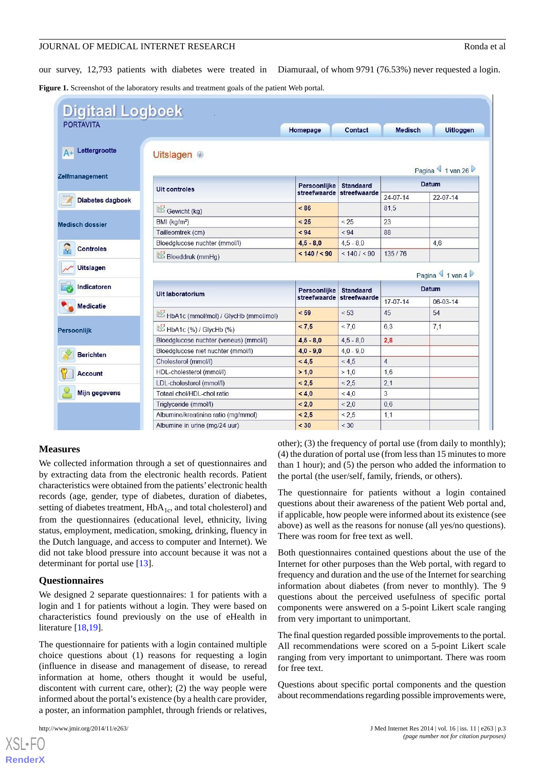our survey, 12,793 patients with diabetes were treated in Diamuraal, of whom 9791 (76.53%) never requested a login.

**Figure 1.** Screenshot of the laboratory results and treatment goals of the patient Web portal.

### Measures

We collected information through a set of questionnaires and by extracting data from the electronic health records. Patient characteristics were obtained from the patients' electronic health records (age, gender, type of diabetes, duration of diabetes, setting of diabetes treatment, $HbA_{1c}$, and total cholesterol) and from the questionnaires (educational level, ethnicity, living status, employment, medication, smoking, drinking, fluency in the Dutch language, and access to computer and Internet). We did not take blood pressure into account because it was not a determinant for portal use [13].

### Questionnaires

We designed 2 separate questionnaires: 1 for patients with a login and 1 for patients without a login. They were based on characteristics found previously on the use of eHealth in literature [18,19].

The questionnaire for patients with a login contained multiple choice questions about (1) reasons for requesting a login (influence in disease and management of disease, to reread information at home, others thought it would be useful, discontent with current care, other); (2) the way people were informed about the portal's existence (by a health care provider, a poster, an information pamphlet, through friends or relatives, other); (3) the frequency of portal use (from daily to monthly); (4) the duration of portal use (from less than 15 minutes to more than 1 hour); and (5) the person who added the information to the portal (the user/self, family, friends, or others).

The questionnaire for patients without a login contained questions about their awareness of the patient Web portal and, if applicable, how people were informed about its existence (see above) as well as the reasons for nonuse (all yes/no questions). There was room for free text as well.

Both questionnaires contained questions about the use of the Internet for other purposes than the Web portal, with regard to frequency and duration and the use of the Internet for searching information about diabetes (from never to monthly). The 9 questions about the perceived usefulness of specific portal components were answered on a 5-point Likert scale ranging from very important to unimportant.

The final question regarded possible improvements to the portal. All recommendations were scored on a 5-point Likert scale ranging from very important to unimportant. There was room for free text.

Questions about specific portal components and the question about recommendations regarding possible improvements were,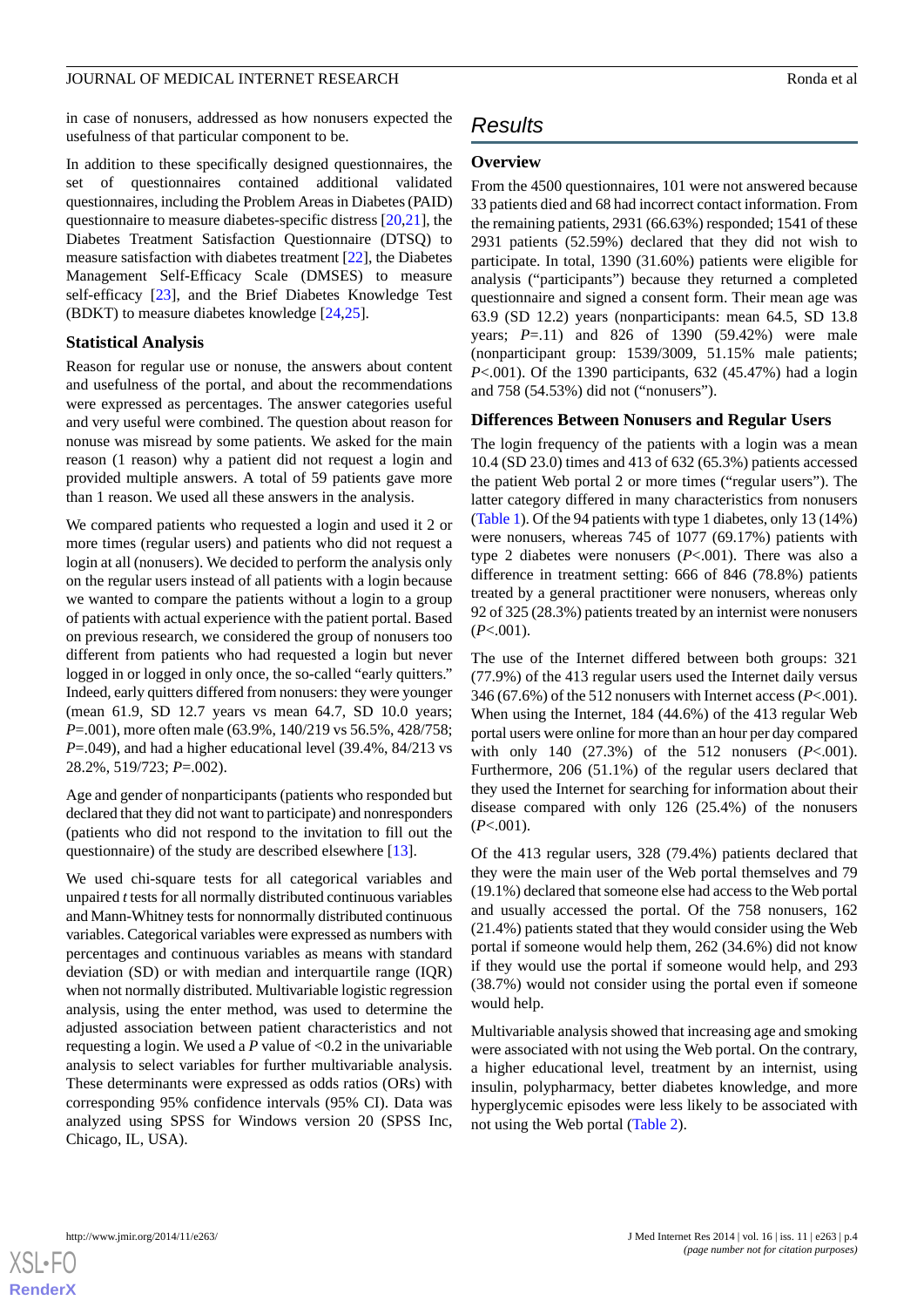in case of nonusers, addressed as how nonusers expected the usefulness of that particular component to be.

In addition to these specifically designed questionnaires, the set of questionnaires contained additional validated questionnaires, including the Problem Areas in Diabetes (PAID) questionnaire to measure diabetes-specific distress [20,21], the Diabetes Treatment Satisfaction Questionnaire (DTSQ) to measure satisfaction with diabetes treatment [22], the Diabetes Management Self-Efficacy Scale (DMSES) to measure self-efficacy [23], and the Brief Diabetes Knowledge Test (BDKT) to measure diabetes knowledge [24,25].

### Statistical Analysis

Reason for regular use or nonuse, the answers about content and usefulness of the portal, and about the recommendations were expressed as percentages. The answer categories useful and very useful were combined. The question about reason for nonuse was misread by some patients. We asked for the main reason (1 reason) why a patient did not request a login and provided multiple answers. A total of 59 patients gave more than 1 reason. We used all these answers in the analysis.

We compared patients who requested a login and used it 2 or more times (regular users) and patients who did not request a login at all (nonusers). We decided to perform the analysis only on the regular users instead of all patients with a login because we wanted to compare the patients without a login to a group of patients with actual experience with the patient portal. Based on previous research, we considered the group of nonusers too different from patients who had requested a login but never logged in or logged in only once, the so-called "early quitters." Indeed, early quitters differed from nonusers: they were younger (mean 61.9, SD 12.7 years vs mean 64.7, SD 10.0 years; *P*=.001), more often male (63.9%, 140/219 vs 56.5%, 428/758; *P*=.049), and had a higher educational level (39.4%, 84/213 vs 28.2%, 519/723; *P*=.002).

Age and gender of nonparticipants (patients who responded but declared that they did not want to participate) and nonresponders (patients who did not respond to the invitation to fill out the questionnaire) of the study are described elsewhere [13].

We used chi-square tests for all categorical variables and unpaired *t* tests for all normally distributed continuous variables and Mann-Whitney tests for nonnormally distributed continuous variables. Categorical variables were expressed as numbers with percentages and continuous variables as means with standard deviation (SD) or with median and interquartile range (IQR) when not normally distributed. Multivariable logistic regression analysis, using the enter method, was used to determine the adjusted association between patient characteristics and not requesting a login. We used a *P* value of <0.2 in the univariable analysis to select variables for further multivariable analysis. These determinants were expressed as odds ratios (ORs) with corresponding 95% confidence intervals (95% CI). Data was analyzed using SPSS for Windows version 20 (SPSS Inc, Chicago, IL, USA).

## Results

### Overview

From the 4500 questionnaires, 101 were not answered because 33 patients died and 68 had incorrect contact information. From the remaining patients, 2931 (66.63%) responded; 1541 of these 2931 patients (52.59%) declared that they did not wish to participate. In total, 1390 (31.60%) patients were eligible for analysis ("participants") because they returned a completed questionnaire and signed a consent form. Their mean age was 63.9 (SD 12.2) years (nonparticipants: mean 64.5, SD 13.8 years; *P*=.11) and 826 of 1390 (59.42%) were male (nonparticipant group: 1539/3009, 51.15% male patients; *P*<.001). Of the 1390 participants, 632 (45.47%) had a login and 758 (54.53%) did not ("nonusers").

### Differences Between Nonusers and Regular Users

The login frequency of the patients with a login was a mean 10.4 (SD 23.0) times and 413 of 632 (65.3%) patients accessed the patient Web portal 2 or more times ("regular users"). The latter category differed in many characteristics from nonusers (Table 1). Of the 94 patients with type 1 diabetes, only 13 (14%) were nonusers, whereas 745 of 1077 (69.17%) patients with type 2 diabetes were nonusers (*P*<.001). There was also a difference in treatment setting: 666 of 846 (78.8%) patients treated by a general practitioner were nonusers, whereas only 92 of 325 (28.3%) patients treated by an internist were nonusers (*P*<.001).

The use of the Internet differed between both groups: 321 (77.9%) of the 413 regular users used the Internet daily versus 346 (67.6%) of the 512 nonusers with Internet access (*P*<.001). When using the Internet, 184 (44.6%) of the 413 regular Web portal users were online for more than an hour per day compared with only 140 (27.3%) of the 512 nonusers (*P*<.001). Furthermore, 206 (51.1%) of the regular users declared that they used the Internet for searching for information about their disease compared with only 126 (25.4%) of the nonusers (*P*<.001).

Of the 413 regular users, 328 (79.4%) patients declared that they were the main user of the Web portal themselves and 79 (19.1%) declared that someone else had access to the Web portal and usually accessed the portal. Of the 758 nonusers, 162 (21.4%) patients stated that they would consider using the Web portal if someone would help them, 262 (34.6%) did not know if they would use the portal if someone would help, and 293 (38.7%) would not consider using the portal even if someone would help.

Multivariable analysis showed that increasing age and smoking were associated with not using the Web portal. On the contrary, a higher educational level, treatment by an internist, using insulin, polypharmacy, better diabetes knowledge, and more hyperglycemic episodes were less likely to be associated with not using the Web portal (Table 2).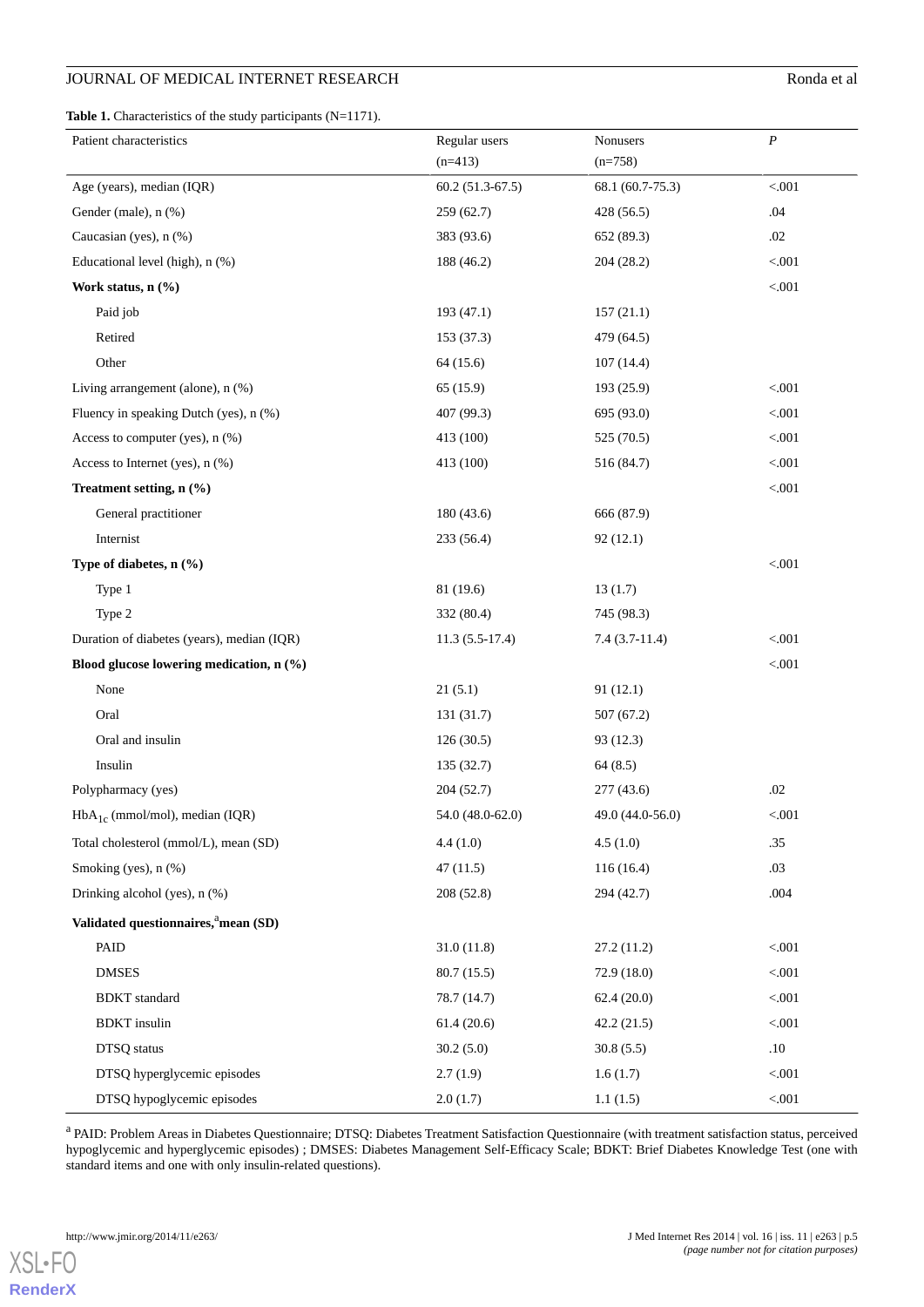**Table 1.** Characteristics of the study participants (N=1171).

| Patient characteristics | Regular users (n=413) | Nonusers (n=758) | *P* |
|---|---|---|---|
| Age (years), median (IQR) | 60.2 (51.3-67.5) | 68.1 (60.7-75.3) | <.001 |
| Gender (male), n (%) | 259 (62.7) | 428 (56.5) | .04 |
| Caucasian (yes), n (%) | 383 (93.6) | 652 (89.3) | .02 |
| Educational level (high), n (%) | 188 (46.2) | 204 (28.2) | <.001 |
| **Work status, n (%)** | | | <.001 |
| Paid job | 193 (47.1) | 157 (21.1) | |
| Retired | 153 (37.3) | 479 (64.5) | |
| Other | 64 (15.6) | 107 (14.4) | |
| Living arrangement (alone), n (%) | 65 (15.9) | 193 (25.9) | <.001 |
| Fluency in speaking Dutch (yes), n (%) | 407 (99.3) | 695 (93.0) | <.001 |
| Access to computer (yes), n (%) | 413 (100) | 525 (70.5) | <.001 |
| Access to Internet (yes), n (%) | 413 (100) | 516 (84.7) | <.001 |
| **Treatment setting, n (%)** | | | <.001 |
| General practitioner | 180 (43.6) | 666 (87.9) | |
| Internist | 233 (56.4) | 92 (12.1) | |
| **Type of diabetes, n (%)** | | | <.001 |
| Type 1 | 81 (19.6) | 13 (1.7) | |
| Type 2 | 332 (80.4) | 745 (98.3) | |
| Duration of diabetes (years), median (IQR) | 11.3 (5.5-17.4) | 7.4 (3.7-11.4) | <.001 |
| **Blood glucose lowering medication, n (%)** | | | <.001 |
| None | 21 (5.1) | 91 (12.1) | |
| Oral | 131 (31.7) | 507 (67.2) | |
| Oral and insulin | 126 (30.5) | 93 (12.3) | |
| Insulin | 135 (32.7) | 64 (8.5) | |
| Polypharmacy (yes) | 204 (52.7) | 277 (43.6) | .02 |
| $HbA_{1c}$ (mmol/mol), median (IQR) | 54.0 (48.0-62.0) | 49.0 (44.0-56.0) | <.001 |
| Total cholesterol (mmol/L), mean (SD) | 4.4 (1.0) | 4.5 (1.0) | .35 |
| Smoking (yes), n (%) | 47 (11.5) | 116 (16.4) | .03 |
| Drinking alcohol (yes), n (%) | 208 (52.8) | 294 (42.7) | .004 |
| **Validated questionnaires,[a] mean (SD)** | | | |
| PAID | 31.0 (11.8) | 27.2 (11.2) | <.001 |
| DMSES | 80.7 (15.5) | 72.9 (18.0) | <.001 |
| BDKT standard | 78.7 (14.7) | 62.4 (20.0) | <.001 |
| BDKT insulin | 61.4 (20.6) | 42.2 (21.5) | <.001 |
| DTSQ status | 30.2 (5.0) | 30.8 (5.5) | .10 |
| DTSQ hyperglycemic episodes | 2.7 (1.9) | 1.6 (1.7) | <.001 |
| DTSQ hypoglycemic episodes | 2.0 (1.7) | 1.1 (1.5) | <.001 |

[a] PAID: Problem Areas in Diabetes Questionnaire; DTSQ: Diabetes Treatment Satisfaction Questionnaire (with treatment satisfaction status, perceived hypoglycemic and hyperglycemic episodes) ; DMSES: Diabetes Management Self-Efficacy Scale; BDKT: Brief Diabetes Knowledge Test (one with standard items and one with only insulin-related questions).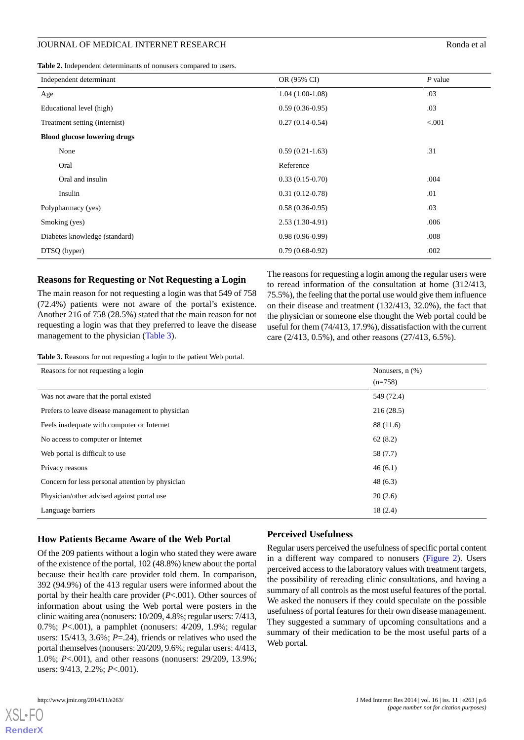**Table 2.** Independent determinants of nonusers compared to users.

| Independent determinant | OR (95% CI) | *P* value |
| --- | --- | --- |
| Age | 1.04 (1.00-1.08) | .03 |
| Educational level (high) | 0.59 (0.36-0.95) | .03 |
| Treatment setting (internist) | 0.27 (0.14-0.54) | <.001 |
| **Blood glucose lowering drugs** | | |
| None | 0.59 (0.21-1.63) | .31 |
| Oral | Reference | |
| Oral and insulin | 0.33 (0.15-0.70) | .004 |
| Insulin | 0.31 (0.12-0.78) | .01 |
| Polypharmacy (yes) | 0.58 (0.36-0.95) | .03 |
| Smoking (yes) | 2.53 (1.30-4.91) | .006 |
| Diabetes knowledge (standard) | 0.98 (0.96-0.99) | .008 |
| DTSQ (hyper) | 0.79 (0.68-0.92) | .002 |

### Reasons for Requesting or Not Requesting a Login

The main reason for not requesting a login was that 549 of 758 (72.4%) patients were not aware of the portal's existence. Another 216 of 758 (28.5%) stated that the main reason for not requesting a login was that they preferred to leave the disease management to the physician (Table 3).

The reasons for requesting a login among the regular users were to reread information of the consultation at home (312/413, 75.5%), the feeling that the portal use would give them influence on their disease and treatment (132/413, 32.0%), the fact that the physician or someone else thought the Web portal could be useful for them (74/413, 17.9%), dissatisfaction with the current care (2/413, 0.5%), and other reasons (27/413, 6.5%).

**Table 3.** Reasons for not requesting a login to the patient Web portal.

| Reasons for not requesting a login | Nonusers, n (%) (n=758) |
| --- | --- |
| Was not aware that the portal existed | 549 (72.4) |
| Prefers to leave disease management to physician | 216 (28.5) |
| Feels inadequate with computer or Internet | 88 (11.6) |
| No access to computer or Internet | 62 (8.2) |
| Web portal is difficult to use | 58 (7.7) |
| Privacy reasons | 46 (6.1) |
| Concern for less personal attention by physician | 48 (6.3) |
| Physician/other advised against portal use | 20 (2.6) |
| Language barriers | 18 (2.4) |

### How Patients Became Aware of the Web Portal

Of the 209 patients without a login who stated they were aware of the existence of the portal, 102 (48.8%) knew about the portal because their health care provider told them. In comparison, 392 (94.9%) of the 413 regular users were informed about the portal by their health care provider (*P*<.001). Other sources of information about using the Web portal were posters in the clinic waiting area (nonusers: 10/209, 4.8%; regular users: 7/413, 0.7%; *P*<.001), a pamphlet (nonusers: 4/209, 1.9%; regular users: 15/413, 3.6%; *P*=.24), friends or relatives who used the portal themselves (nonusers: 20/209, 9.6%; regular users: 4/413, 1.0%; *P*<.001), and other reasons (nonusers: 29/209, 13.9%; users: 9/413, 2.2%; *P*<.001).

### Perceived Usefulness

Regular users perceived the usefulness of specific portal content in a different way compared to nonusers (Figure 2). Users perceived access to the laboratory values with treatment targets, the possibility of rereading clinic consultations, and having a summary of all controls as the most useful features of the portal. We asked the nonusers if they could speculate on the possible usefulness of portal features for their own disease management. They suggested a summary of upcoming consultations and a summary of their medication to be the most useful parts of a Web portal.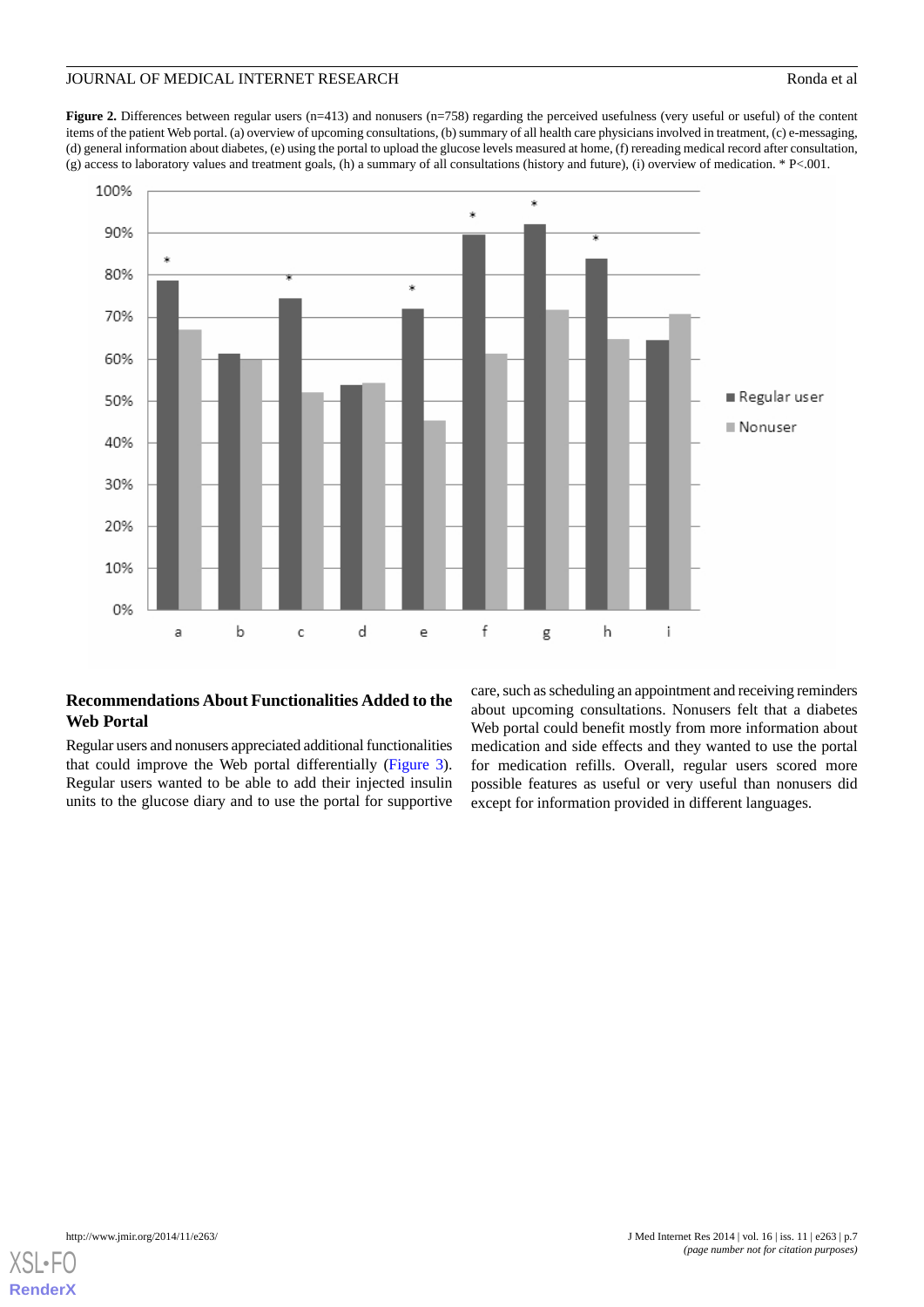**Figure 2.** Differences between regular users (n=413) and nonusers (n=758) regarding the perceived usefulness (very useful or useful) of the content items of the patient Web portal. (a) overview of upcoming consultations, (b) summary of all health care physicians involved in treatment, (c) e-messaging, (d) general information about diabetes, (e) using the portal to upload the glucose levels measured at home, (f) rereading medical record after consultation, (g) access to laboratory values and treatment goals, (h) a summary of all consultations (history and future), (i) overview of medication. * P<.001.

## Recommendations About Functionalities Added to the Web Portal

Regular users and nonusers appreciated additional functionalities that could improve the Web portal differentially (Figure 3). Regular users wanted to be able to add their injected insulin units to the glucose diary and to use the portal for supportive care, such as scheduling an appointment and receiving reminders about upcoming consultations. Nonusers felt that a diabetes Web portal could benefit mostly from more information about medication and side effects and they wanted to use the portal for medication refills. Overall, regular users scored more possible features as useful or very useful than nonusers did except for information provided in different languages.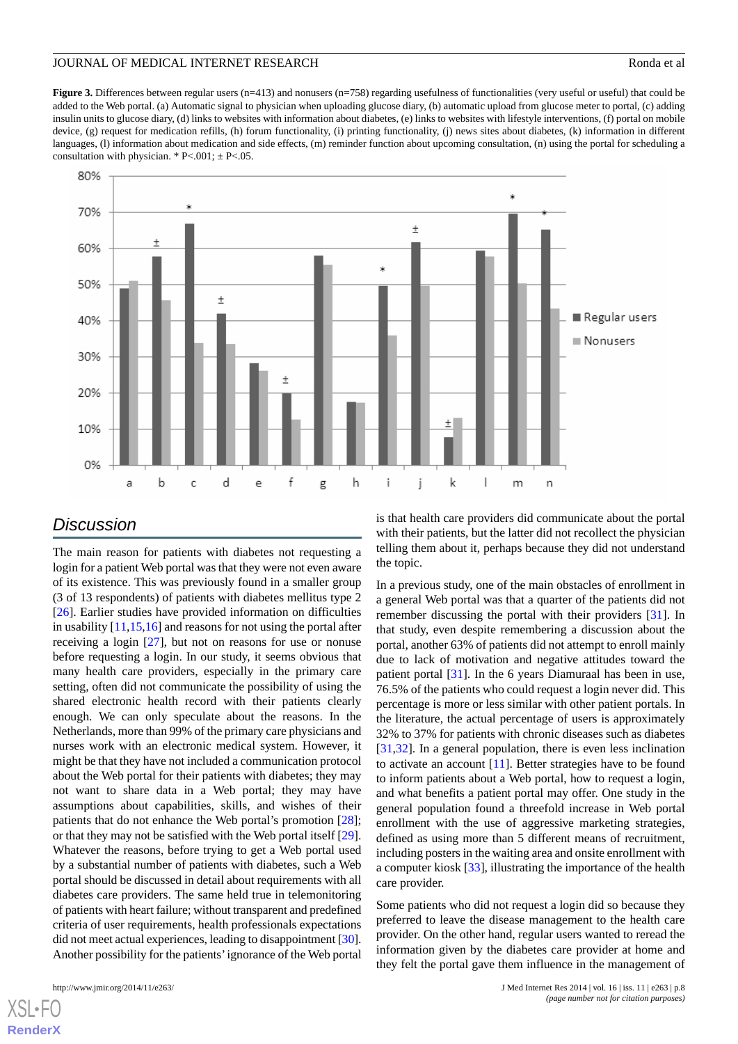**Figure 3.** Differences between regular users (n=413) and nonusers (n=758) regarding usefulness of functionalities (very useful or useful) that could be added to the Web portal. (a) Automatic signal to physician when uploading glucose diary, (b) automatic upload from glucose meter to portal, (c) adding insulin units to glucose diary, (d) links to websites with information about diabetes, (e) links to websites with lifestyle interventions, (f) portal on mobile device, (g) request for medication refills, (h) forum functionality, (i) printing functionality, (j) news sites about diabetes, (k) information in different languages, (l) information about medication and side effects, (m) reminder function about upcoming consultation, (n) using the portal for scheduling a consultation with physician. * P<.001; ± P<.05.

## Discussion

The main reason for patients with diabetes not requesting a login for a patient Web portal was that they were not even aware of its existence. This was previously found in a smaller group (3 of 13 respondents) of patients with diabetes mellitus type 2 [26]. Earlier studies have provided information on difficulties in usability [11,15,16] and reasons for not using the portal after receiving a login [27], but not on reasons for use or nonuse before requesting a login. In our study, it seems obvious that many health care providers, especially in the primary care setting, often did not communicate the possibility of using the shared electronic health record with their patients clearly enough. We can only speculate about the reasons. In the Netherlands, more than 99% of the primary care physicians and nurses work with an electronic medical system. However, it might be that they have not included a communication protocol about the Web portal for their patients with diabetes; they may not want to share data in a Web portal; they may have assumptions about capabilities, skills, and wishes of their patients that do not enhance the Web portal's promotion [28]; or that they may not be satisfied with the Web portal itself [29]. Whatever the reasons, before trying to get a Web portal used by a substantial number of patients with diabetes, such a Web portal should be discussed in detail about requirements with all diabetes care providers. The same held true in telemonitoring of patients with heart failure; without transparent and predefined criteria of user requirements, health professionals expectations did not meet actual experiences, leading to disappointment [30]. Another possibility for the patients' ignorance of the Web portal is that health care providers did communicate about the portal with their patients, but the latter did not recollect the physician telling them about it, perhaps because they did not understand the topic.

In a previous study, one of the main obstacles of enrollment in a general Web portal was that a quarter of the patients did not remember discussing the portal with their providers [31]. In that study, even despite remembering a discussion about the portal, another 63% of patients did not attempt to enroll mainly due to lack of motivation and negative attitudes toward the patient portal [31]. In the 6 years Diamuraal has been in use, 76.5% of the patients who could request a login never did. This percentage is more or less similar with other patient portals. In the literature, the actual percentage of users is approximately 32% to 37% for patients with chronic diseases such as diabetes [31,32]. In a general population, there is even less inclination to activate an account [11]. Better strategies have to be found to inform patients about a Web portal, how to request a login, and what benefits a patient portal may offer. One study in the general population found a threefold increase in Web portal enrollment with the use of aggressive marketing strategies, defined as using more than 5 different means of recruitment, including posters in the waiting area and onsite enrollment with a computer kiosk [33], illustrating the importance of the health care provider.

Some patients who did not request a login did so because they preferred to leave the disease management to the health care provider. On the other hand, regular users wanted to reread the information given by the diabetes care provider at home and they felt the portal gave them influence in the management of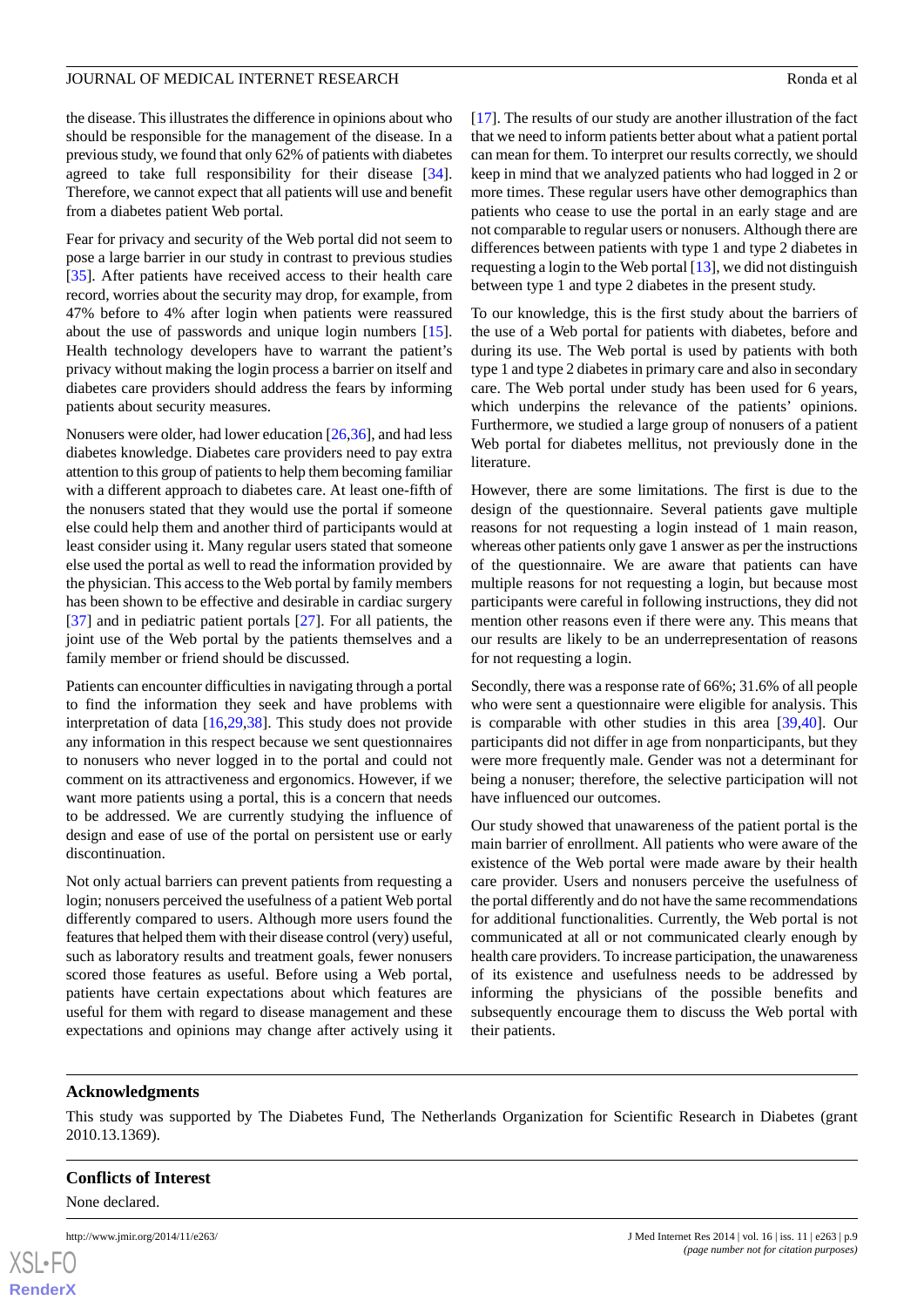the disease. This illustrates the difference in opinions about who should be responsible for the management of the disease. In a previous study, we found that only 62% of patients with diabetes agreed to take full responsibility for their disease [34]. Therefore, we cannot expect that all patients will use and benefit from a diabetes patient Web portal.

Fear for privacy and security of the Web portal did not seem to pose a large barrier in our study in contrast to previous studies [35]. After patients have received access to their health care record, worries about the security may drop, for example, from 47% before to 4% after login when patients were reassured about the use of passwords and unique login numbers [15]. Health technology developers have to warrant the patient's privacy without making the login process a barrier on itself and diabetes care providers should address the fears by informing patients about security measures.

Nonusers were older, had lower education [26,36], and had less diabetes knowledge. Diabetes care providers need to pay extra attention to this group of patients to help them becoming familiar with a different approach to diabetes care. At least one-fifth of the nonusers stated that they would use the portal if someone else could help them and another third of participants would at least consider using it. Many regular users stated that someone else used the portal as well to read the information provided by the physician. This access to the Web portal by family members has been shown to be effective and desirable in cardiac surgery [37] and in pediatric patient portals [27]. For all patients, the joint use of the Web portal by the patients themselves and a family member or friend should be discussed.

Patients can encounter difficulties in navigating through a portal to find the information they seek and have problems with interpretation of data [16,29,38]. This study does not provide any information in this respect because we sent questionnaires to nonusers who never logged in to the portal and could not comment on its attractiveness and ergonomics. However, if we want more patients using a portal, this is a concern that needs to be addressed. We are currently studying the influence of design and ease of use of the portal on persistent use or early discontinuation.

Not only actual barriers can prevent patients from requesting a login; nonusers perceived the usefulness of a patient Web portal differently compared to users. Although more users found the features that helped them with their disease control (very) useful, such as laboratory results and treatment goals, fewer nonusers scored those features as useful. Before using a Web portal, patients have certain expectations about which features are useful for them with regard to disease management and these expectations and opinions may change after actively using it [17]. The results of our study are another illustration of the fact that we need to inform patients better about what a patient portal can mean for them. To interpret our results correctly, we should keep in mind that we analyzed patients who had logged in 2 or more times. These regular users have other demographics than patients who cease to use the portal in an early stage and are not comparable to regular users or nonusers. Although there are differences between patients with type 1 and type 2 diabetes in requesting a login to the Web portal [13], we did not distinguish between type 1 and type 2 diabetes in the present study.

To our knowledge, this is the first study about the barriers of the use of a Web portal for patients with diabetes, before and during its use. The Web portal is used by patients with both type 1 and type 2 diabetes in primary care and also in secondary care. The Web portal under study has been used for 6 years, which underpins the relevance of the patients' opinions. Furthermore, we studied a large group of nonusers of a patient Web portal for diabetes mellitus, not previously done in the literature.

However, there are some limitations. The first is due to the design of the questionnaire. Several patients gave multiple reasons for not requesting a login instead of 1 main reason, whereas other patients only gave 1 answer as per the instructions of the questionnaire. We are aware that patients can have multiple reasons for not requesting a login, but because most participants were careful in following instructions, they did not mention other reasons even if there were any. This means that our results are likely to be an underrepresentation of reasons for not requesting a login.

Secondly, there was a response rate of 66%; 31.6% of all people who were sent a questionnaire were eligible for analysis. This is comparable with other studies in this area [39,40]. Our participants did not differ in age from nonparticipants, but they were more frequently male. Gender was not a determinant for being a nonuser; therefore, the selective participation will not have influenced our outcomes.

Our study showed that unawareness of the patient portal is the main barrier of enrollment. All patients who were aware of the existence of the Web portal were made aware by their health care provider. Users and nonusers perceive the usefulness of the portal differently and do not have the same recommendations for additional functionalities. Currently, the Web portal is not communicated at all or not communicated clearly enough by health care providers. To increase participation, the unawareness of its existence and usefulness needs to be addressed by informing the physicians of the possible benefits and subsequently encourage them to discuss the Web portal with their patients.

## Acknowledgments

This study was supported by The Diabetes Fund, The Netherlands Organization for Scientific Research in Diabetes (grant 2010.13.1369).

## Conflicts of Interest

None declared.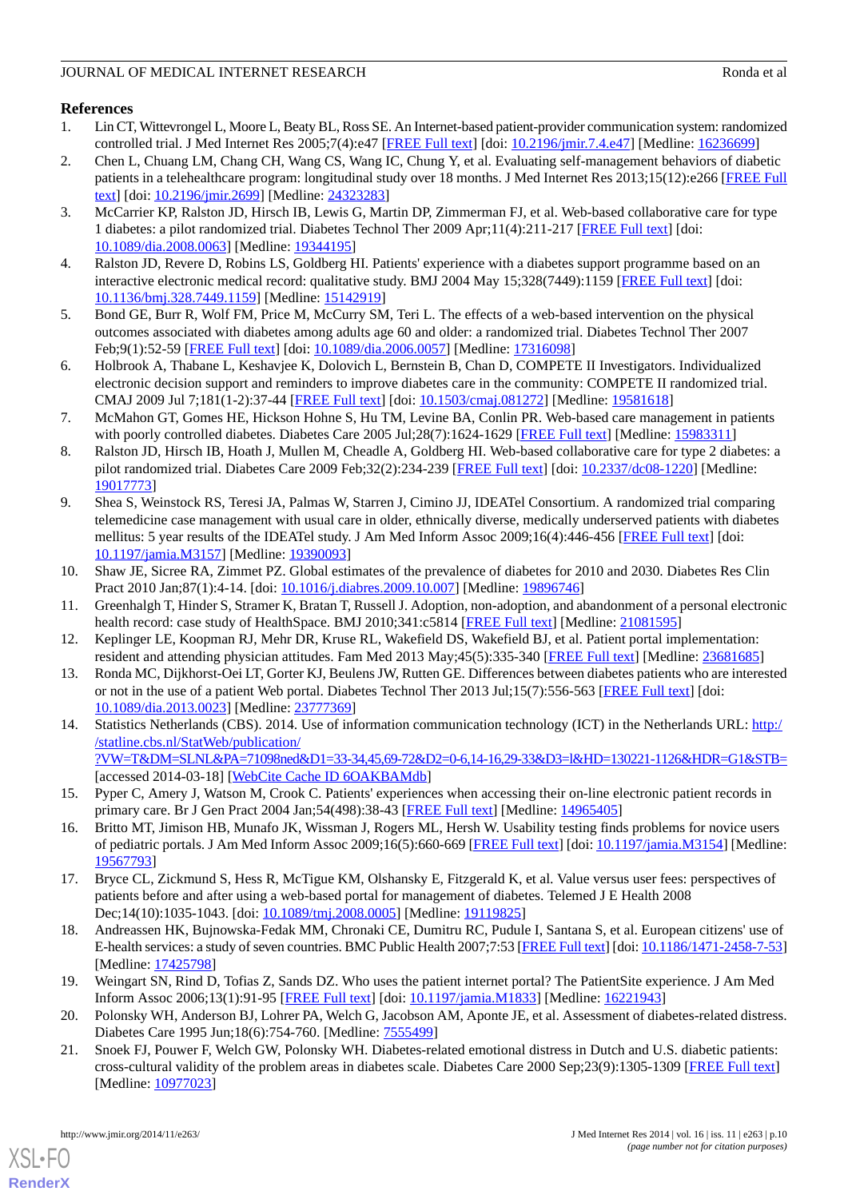## References

1. Lin CT, Wittevrongel L, Moore L, Beaty BL, Ross SE. An Internet-based patient-provider communication system: randomized controlled trial. J Med Internet Res 2005;7(4):e47 [FREE Full text] [doi: 10.2196/jmir.7.4.e47] [Medline: 16236699]
2. Chen L, Chuang LM, Chang CH, Wang CS, Wang IC, Chung Y, et al. Evaluating self-management behaviors of diabetic patients in a telehealthcare program: longitudinal study over 18 months. J Med Internet Res 2013;15(12):e266 [FREE Full text] [doi: 10.2196/jmir.2699] [Medline: 24323283]
3. McCarrier KP, Ralston JD, Hirsch IB, Lewis G, Martin DP, Zimmerman FJ, et al. Web-based collaborative care for type 1 diabetes: a pilot randomized trial. Diabetes Technol Ther 2009 Apr;11(4):211-217 [FREE Full text] [doi: 10.1089/dia.2008.0063] [Medline: 19344195]
4. Ralston JD, Revere D, Robins LS, Goldberg HI. Patients' experience with a diabetes support programme based on an interactive electronic medical record: qualitative study. BMJ 2004 May 15;328(7449):1159 [FREE Full text] [doi: 10.1136/bmj.328.7449.1159] [Medline: 15142919]
5. Bond GE, Burr R, Wolf FM, Price M, McCurry SM, Teri L. The effects of a web-based intervention on the physical outcomes associated with diabetes among adults age 60 and older: a randomized trial. Diabetes Technol Ther 2007 Feb;9(1):52-59 [FREE Full text] [doi: 10.1089/dia.2006.0057] [Medline: 17316098]
6. Holbrook A, Thabane L, Keshavjee K, Dolovich L, Bernstein B, Chan D, COMPETE II Investigators. Individualized electronic decision support and reminders to improve diabetes care in the community: COMPETE II randomized trial. CMAJ 2009 Jul 7;181(1-2):37-44 [FREE Full text] [doi: 10.1503/cmaj.081272] [Medline: 19581618]
7. McMahon GT, Gomes HE, Hickson Hohne S, Hu TM, Levine BA, Conlin PR. Web-based care management in patients with poorly controlled diabetes. Diabetes Care 2005 Jul;28(7):1624-1629 [FREE Full text] [Medline: 15983311]
8. Ralston JD, Hirsch IB, Hoath J, Mullen M, Cheadle A, Goldberg HI. Web-based collaborative care for type 2 diabetes: a pilot randomized trial. Diabetes Care 2009 Feb;32(2):234-239 [FREE Full text] [doi: 10.2337/dc08-1220] [Medline: 19017773]
9. Shea S, Weinstock RS, Teresi JA, Palmas W, Starren J, Cimino JJ, IDEATel Consortium. A randomized trial comparing telemedicine case management with usual care in older, ethnically diverse, medically underserved patients with diabetes mellitus: 5 year results of the IDEATel study. J Am Med Inform Assoc 2009;16(4):446-456 [FREE Full text] [doi: 10.1197/jamia.M3157] [Medline: 19390093]
10. Shaw JE, Sicree RA, Zimmet PZ. Global estimates of the prevalence of diabetes for 2010 and 2030. Diabetes Res Clin Pract 2010 Jan;87(1):4-14. [doi: 10.1016/j.diabres.2009.10.007] [Medline: 19896746]
11. Greenhalgh T, Hinder S, Stramer K, Bratan T, Russell J. Adoption, non-adoption, and abandonment of a personal electronic health record: case study of HealthSpace. BMJ 2010;341:c5814 [FREE Full text] [Medline: 21081595]
12. Keplinger LE, Koopman RJ, Mehr DR, Kruse RL, Wakefield DS, Wakefield BJ, et al. Patient portal implementation: resident and attending physician attitudes. Fam Med 2013 May;45(5):335-340 [FREE Full text] [Medline: 23681685]
13. Ronda MC, Dijkhorst-Oei LT, Gorter KJ, Beulens JW, Rutten GE. Differences between diabetes patients who are interested or not in the use of a patient Web portal. Diabetes Technol Ther 2013 Jul;15(7):556-563 [FREE Full text] [doi: 10.1089/dia.2013.0023] [Medline: 23777369]
14. Statistics Netherlands (CBS). 2014. Use of information communication technology (ICT) in the Netherlands URL: http://statline.cbs.nl/StatWeb/publication/?VW=T&DM=SLNL&PA=71098ned&D1=33-34,45,69-72&D2=0-6,14-16,29-33&D3=l&HD=130221-1126&HDR=G1&STB= [accessed 2014-03-18] [WebCite Cache ID 6OAKBAMdb]
15. Pyper C, Amery J, Watson M, Crook C. Patients' experiences when accessing their on-line electronic patient records in primary care. Br J Gen Pract 2004 Jan;54(498):38-43 [FREE Full text] [Medline: 14965405]
16. Britto MT, Jimison HB, Munafo JK, Wissman J, Rogers ML, Hersh W. Usability testing finds problems for novice users of pediatric portals. J Am Med Inform Assoc 2009;16(5):660-669 [FREE Full text] [doi: 10.1197/jamia.M3154] [Medline: 19567793]
17. Bryce CL, Zickmund S, Hess R, McTigue KM, Olshansky E, Fitzgerald K, et al. Value versus user fees: perspectives of patients before and after using a web-based portal for management of diabetes. Telemed J E Health 2008 Dec;14(10):1035-1043. [doi: 10.1089/tmj.2008.0005] [Medline: 19119825]
18. Andreassen HK, Bujnowska-Fedak MM, Chronaki CE, Dumitru RC, Pudule I, Santana S, et al. European citizens' use of E-health services: a study of seven countries. BMC Public Health 2007;7:53 [FREE Full text] [doi: 10.1186/1471-2458-7-53] [Medline: 17425798]
19. Weingart SN, Rind D, Tofias Z, Sands DZ. Who uses the patient internet portal? The PatientSite experience. J Am Med Inform Assoc 2006;13(1):91-95 [FREE Full text] [doi: 10.1197/jamia.M1833] [Medline: 16221943]
20. Polonsky WH, Anderson BJ, Lohrer PA, Welch G, Jacobson AM, Aponte JE, et al. Assessment of diabetes-related distress. Diabetes Care 1995 Jun;18(6):754-760. [Medline: 7555499]
21. Snoek FJ, Pouwer F, Welch GW, Polonsky WH. Diabetes-related emotional distress in Dutch and U.S. diabetic patients: cross-cultural validity of the problem areas in diabetes scale. Diabetes Care 2000 Sep;23(9):1305-1309 [FREE Full text] [Medline: 10977023]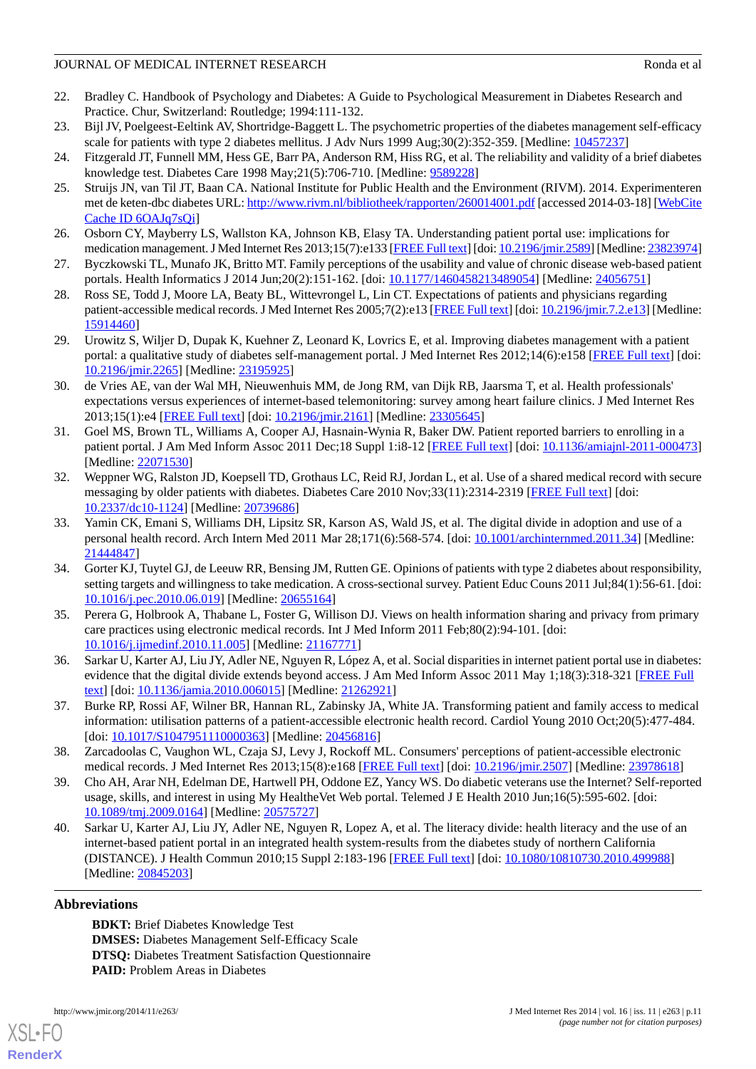22. Bradley C. Handbook of Psychology and Diabetes: A Guide to Psychological Measurement in Diabetes Research and Practice. Chur, Switzerland: Routledge; 1994:111-132.
23. Bijl JV, Poelgeest-Eeltink AV, Shortridge-Baggett L. The psychometric properties of the diabetes management self-efficacy scale for patients with type 2 diabetes mellitus. J Adv Nurs 1999 Aug;30(2):352-359. [Medline: 10457237]
24. Fitzgerald JT, Funnell MM, Hess GE, Barr PA, Anderson RM, Hiss RG, et al. The reliability and validity of a brief diabetes knowledge test. Diabetes Care 1998 May;21(5):706-710. [Medline: 9589228]
25. Struijs JN, van Til JT, Baan CA. National Institute for Public Health and the Environment (RIVM). 2014. Experimenteren met de keten-dbc diabetes URL: http://www.rivm.nl/bibliotheek/rapporten/260014001.pdf [accessed 2014-03-18] [WebCite Cache ID 6OAJq7sQi]
26. Osborn CY, Mayberry LS, Wallston KA, Johnson KB, Elasy TA. Understanding patient portal use: implications for medication management. J Med Internet Res 2013;15(7):e133 [FREE Full text] [doi: 10.2196/jmir.2589] [Medline: 23823974]
27. Byczkowski TL, Munafo JK, Britto MT. Family perceptions of the usability and value of chronic disease web-based patient portals. Health Informatics J 2014 Jun;20(2):151-162. [doi: 10.1177/1460458213489054] [Medline: 24056751]
28. Ross SE, Todd J, Moore LA, Beaty BL, Wittevrongel L, Lin CT. Expectations of patients and physicians regarding patient-accessible medical records. J Med Internet Res 2005;7(2):e13 [FREE Full text] [doi: 10.2196/jmir.7.2.e13] [Medline: 15914460]
29. Urowitz S, Wiljer D, Dupak K, Kuehner Z, Leonard K, Lovrics E, et al. Improving diabetes management with a patient portal: a qualitative study of diabetes self-management portal. J Med Internet Res 2012;14(6):e158 [FREE Full text] [doi: 10.2196/jmir.2265] [Medline: 23195925]
30. de Vries AE, van der Wal MH, Nieuwenhuis MM, de Jong RM, van Dijk RB, Jaarsma T, et al. Health professionals' expectations versus experiences of internet-based telemonitoring: survey among heart failure clinics. J Med Internet Res 2013;15(1):e4 [FREE Full text] [doi: 10.2196/jmir.2161] [Medline: 23305645]
31. Goel MS, Brown TL, Williams A, Cooper AJ, Hasnain-Wynia R, Baker DW. Patient reported barriers to enrolling in a patient portal. J Am Med Inform Assoc 2011 Dec;18 Suppl 1:i8-12 [FREE Full text] [doi: 10.1136/amiajnl-2011-000473] [Medline: 22071530]
32. Weppner WG, Ralston JD, Koepsell TD, Grothaus LC, Reid RJ, Jordan L, et al. Use of a shared medical record with secure messaging by older patients with diabetes. Diabetes Care 2010 Nov;33(11):2314-2319 [FREE Full text] [doi: 10.2337/dc10-1124] [Medline: 20739686]
33. Yamin CK, Emani S, Williams DH, Lipsitz SR, Karson AS, Wald JS, et al. The digital divide in adoption and use of a personal health record. Arch Intern Med 2011 Mar 28;171(6):568-574. [doi: 10.1001/archinternmed.2011.34] [Medline: 21444847]
34. Gorter KJ, Tuytel GJ, de Leeuw RR, Bensing JM, Rutten GE. Opinions of patients with type 2 diabetes about responsibility, setting targets and willingness to take medication. A cross-sectional survey. Patient Educ Couns 2011 Jul;84(1):56-61. [doi: 10.1016/j.pec.2010.06.019] [Medline: 20655164]
35. Perera G, Holbrook A, Thabane L, Foster G, Willison DJ. Views on health information sharing and privacy from primary care practices using electronic medical records. Int J Med Inform 2011 Feb;80(2):94-101. [doi: 10.1016/j.ijmedinf.2010.11.005] [Medline: 21167771]
36. Sarkar U, Karter AJ, Liu JY, Adler NE, Nguyen R, López A, et al. Social disparities in internet patient portal use in diabetes: evidence that the digital divide extends beyond access. J Am Med Inform Assoc 2011 May 1;18(3):318-321 [FREE Full text] [doi: 10.1136/jamia.2010.006015] [Medline: 21262921]
37. Burke RP, Rossi AF, Wilner BR, Hannan RL, Zabinsky JA, White JA. Transforming patient and family access to medical information: utilisation patterns of a patient-accessible electronic health record. Cardiol Young 2010 Oct;20(5):477-484. [doi: 10.1017/S1047951110000363] [Medline: 20456816]
38. Zarcadoolas C, Vaughon WL, Czaja SJ, Levy J, Rockoff ML. Consumers' perceptions of patient-accessible electronic medical records. J Med Internet Res 2013;15(8):e168 [FREE Full text] [doi: 10.2196/jmir.2507] [Medline: 23978618]
39. Cho AH, Arar NH, Edelman DE, Hartwell PH, Oddone EZ, Yancy WS. Do diabetic veterans use the Internet? Self-reported usage, skills, and interest in using My HealtheVet Web portal. Telemed J E Health 2010 Jun;16(5):595-602. [doi: 10.1089/tmj.2009.0164] [Medline: 20575727]
40. Sarkar U, Karter AJ, Liu JY, Adler NE, Nguyen R, Lopez A, et al. The literacy divide: health literacy and the use of an internet-based patient portal in an integrated health system-results from the diabetes study of northern California (DISTANCE). J Health Commun 2010;15 Suppl 2:183-196 [FREE Full text] [doi: 10.1080/10810730.2010.499988] [Medline: 20845203]

## Abbreviations

**BDKT:** Brief Diabetes Knowledge Test
**DMSES:** Diabetes Management Self-Efficacy Scale
**DTSQ:** Diabetes Treatment Satisfaction Questionnaire
**PAID:** Problem Areas in Diabetes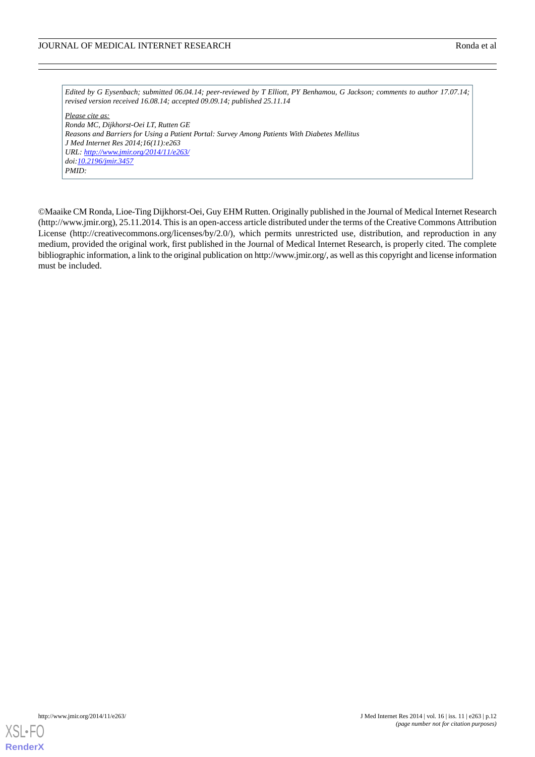*Edited by G Eysenbach; submitted 06.04.14; peer-reviewed by T Elliott, PY Benhamou, G Jackson; comments to author 17.07.14; revised version received 16.08.14; accepted 09.09.14; published 25.11.14*

*Please cite as:*
*Ronda MC, Dijkhorst-Oei LT, Rutten GE*
*Reasons and Barriers for Using a Patient Portal: Survey Among Patients With Diabetes Mellitus*
*J Med Internet Res 2014;16(11):e263*
*URL: http://www.jmir.org/2014/11/e263/*
*doi:10.2196/jmir.3457*
*PMID:*

©Maaike CM Ronda, Lioe-Ting Dijkhorst-Oei, Guy EHM Rutten. Originally published in the Journal of Medical Internet Research (http://www.jmir.org), 25.11.2014. This is an open-access article distributed under the terms of the Creative Commons Attribution License (http://creativecommons.org/licenses/by/2.0/), which permits unrestricted use, distribution, and reproduction in any medium, provided the original work, first published in the Journal of Medical Internet Research, is properly cited. The complete bibliographic information, a link to the original publication on http://www.jmir.org/, as well as this copyright and license information must be included.